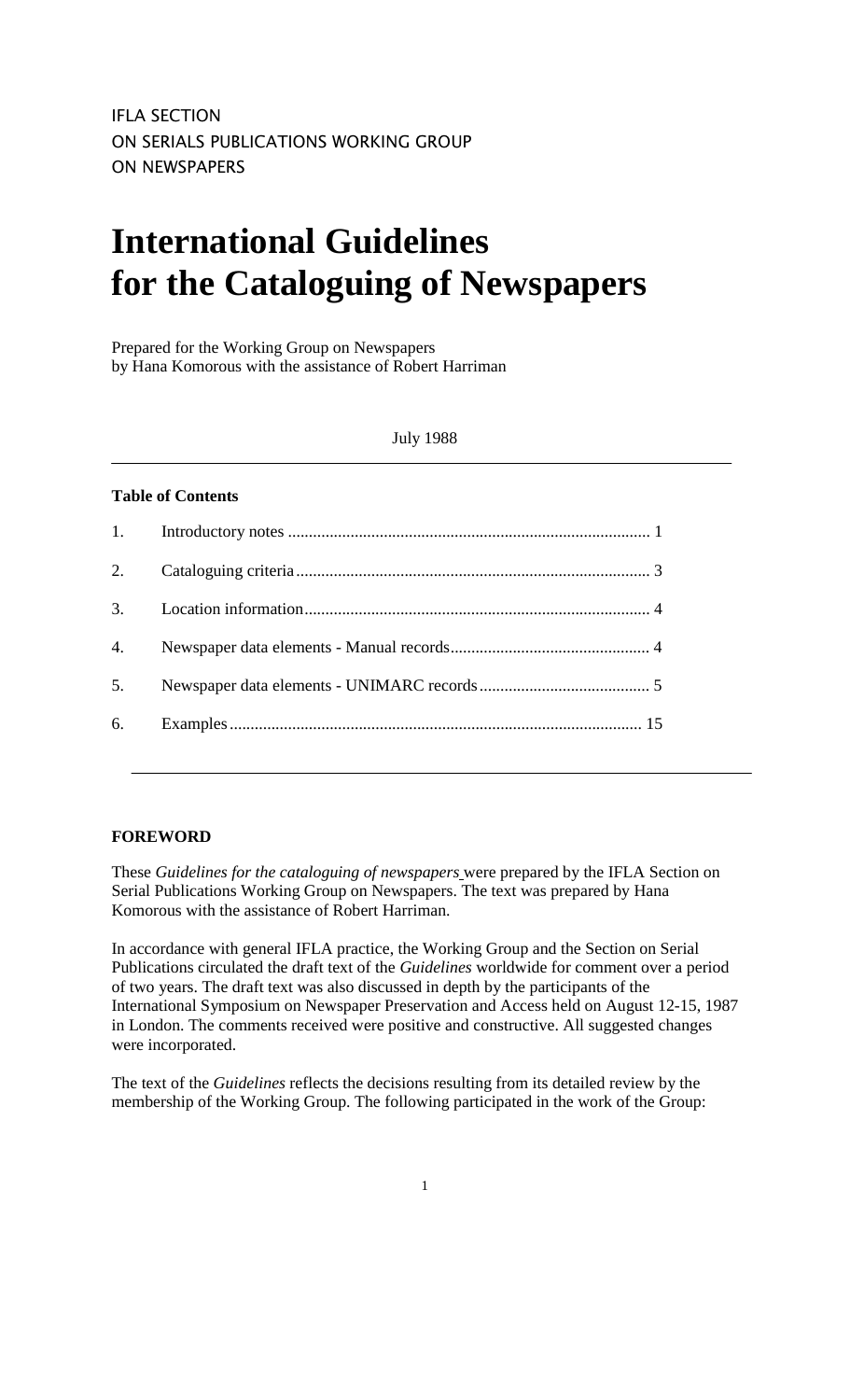IFLA SECTION
ON SERIALS PUBLICATIONS WORKING GROUP
ON NEWSPAPERS

# International Guidelines for the Cataloguing of Newspapers

Prepared for the Working Group on Newspapers
by Hana Komorous with the assistance of Robert Harriman

July 1988

**Table of Contents**

| | | |
|---|---|---|
| 1. | Introductory notes | 1 |
| 2. | Cataloguing criteria | 3 |
| 3. | Location information | 4 |
| 4. | Newspaper data elements - Manual records | 4 |
| 5. | Newspaper data elements - UNIMARC records | 5 |
| 6. | Examples | 15 |

## FOREWORD

These *Guidelines for the cataloguing of newspapers* were prepared by the IFLA Section on Serial Publications Working Group on Newspapers. The text was prepared by Hana Komorous with the assistance of Robert Harriman.

In accordance with general IFLA practice, the Working Group and the Section on Serial Publications circulated the draft text of the *Guidelines* worldwide for comment over a period of two years. The draft text was also discussed in depth by the participants of the International Symposium on Newspaper Preservation and Access held on August 12-15, 1987 in London. The comments received were positive and constructive. All suggested changes were incorporated.

The text of the *Guidelines* reflects the decisions resulting from its detailed review by the membership of the Working Group. The following participated in the work of the Group: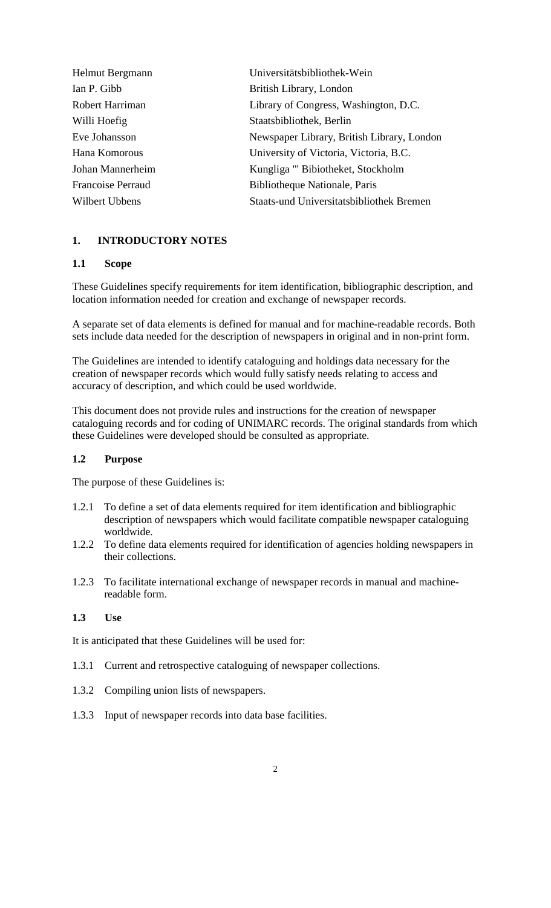| | |
|---|---|
| Helmut Bergmann | Universitätsbibliothek-Wein |
| Ian P. Gibb | British Library, London |
| Robert Harriman | Library of Congress, Washington, D.C. |
| Willi Hoefig | Staatsbibliothek, Berlin |
| Eve Johansson | Newspaper Library, British Library, London |
| Hana Komorous | University of Victoria, Victoria, B.C. |
| Johan Mannerheim | Kungliga "' Bibiotheket, Stockholm |
| Francoise Perraud | Bibliotheque Nationale, Paris |
| Wilbert Ubbens | Staats-und Universitatsbibliothek Bremen |

## 1. INTRODUCTORY NOTES

### 1.1 Scope

These Guidelines specify requirements for item identification, bibliographic description, and location information needed for creation and exchange of newspaper records.

A separate set of data elements is defined for manual and for machine-readable records. Both sets include data needed for the description of newspapers in original and in non-print form.

The Guidelines are intended to identify cataloguing and holdings data necessary for the creation of newspaper records which would fully satisfy needs relating to access and accuracy of description, and which could be used worldwide.

This document does not provide rules and instructions for the creation of newspaper cataloguing records and for coding of UNIMARC records. The original standards from which these Guidelines were developed should be consulted as appropriate.

### 1.2 Purpose

The purpose of these Guidelines is:

1.2.1 To define a set of data elements required for item identification and bibliographic description of newspapers which would facilitate compatible newspaper cataloguing worldwide.

1.2.2 To define data elements required for identification of agencies holding newspapers in their collections.

1.2.3 To facilitate international exchange of newspaper records in manual and machine-readable form.

### 1.3 Use

It is anticipated that these Guidelines will be used for:

1.3.1 Current and retrospective cataloguing of newspaper collections.

1.3.2 Compiling union lists of newspapers.

1.3.3 Input of newspaper records into data base facilities.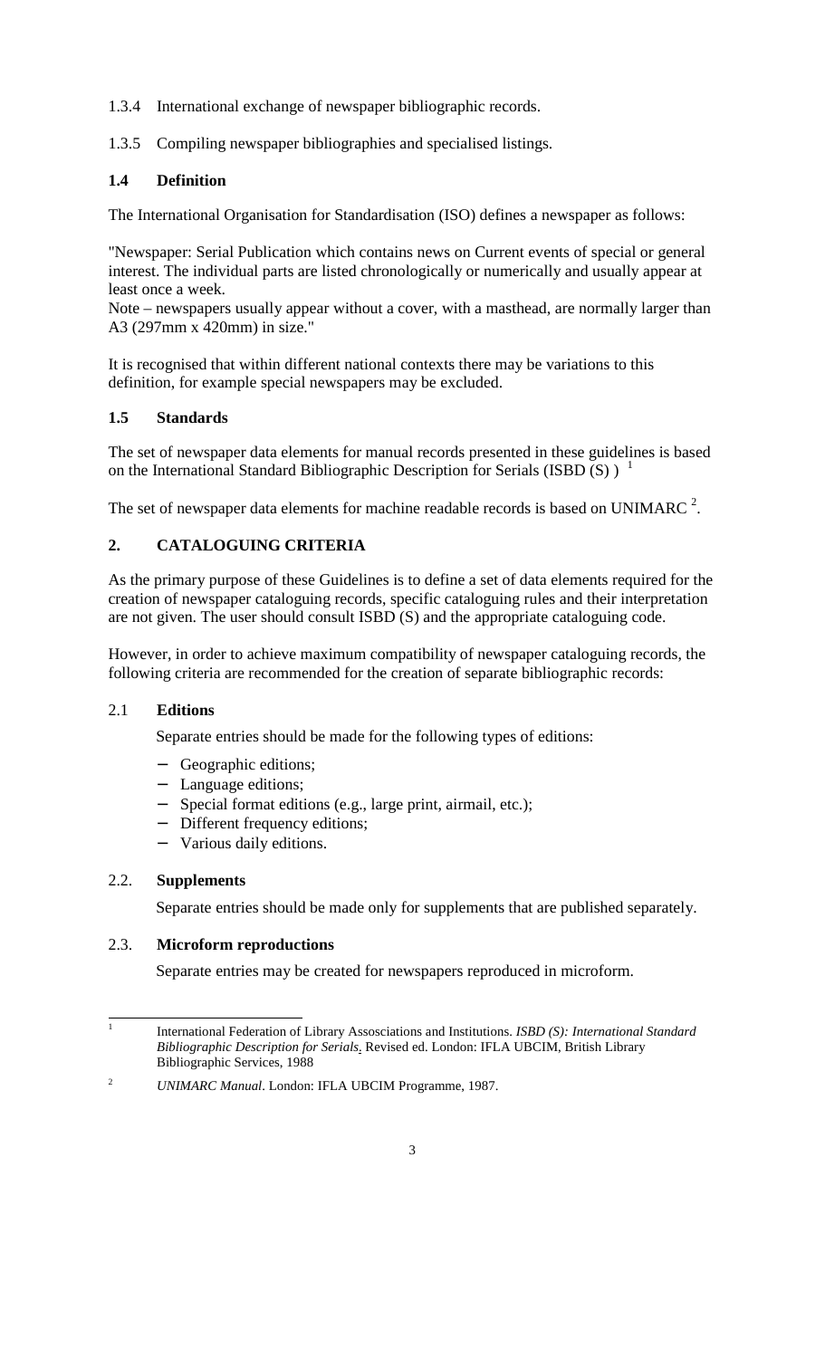1.3.4 International exchange of newspaper bibliographic records.

1.3.5 Compiling newspaper bibliographies and specialised listings.

### 1.4 Definition

The International Organisation for Standardisation (ISO) defines a newspaper as follows:

"Newspaper: Serial Publication which contains news on Current events of special or general interest. The individual parts are listed chronologically or numerically and usually appear at least once a week.
Note – newspapers usually appear without a cover, with a masthead, are normally larger than A3 (297mm x 420mm) in size."

It is recognised that within different national contexts there may be variations to this definition, for example special newspapers may be excluded.

### 1.5 Standards

The set of newspaper data elements for manual records presented in these guidelines is based on the International Standard Bibliographic Description for Serials (ISBD (S) ) [1]

The set of newspaper data elements for machine readable records is based on UNIMARC [2].

## 2. CATALOGUING CRITERIA

As the primary purpose of these Guidelines is to define a set of data elements required for the creation of newspaper cataloguing records, specific cataloguing rules and their interpretation are not given. The user should consult ISBD (S) and the appropriate cataloguing code.

However, in order to achieve maximum compatibility of newspaper cataloguing records, the following criteria are recommended for the creation of separate bibliographic records:

### 2.1 Editions

Separate entries should be made for the following types of editions:

- Geographic editions;
- Language editions;
- Special format editions (e.g., large print, airmail, etc.);
- Different frequency editions;
- Various daily editions.

### 2.2. Supplements

Separate entries should be made only for supplements that are published separately.

### 2.3. Microform reproductions

Separate entries may be created for newspapers reproduced in microform.

---

[1] International Federation of Library Assosciations and Institutions. *ISBD (S): International Standard Bibliographic Description for Serials*. Revised ed. London: IFLA UBCIM, British Library Bibliographic Services, 1988

[2] *UNIMARC Manual*. London: IFLA UBCIM Programme, 1987.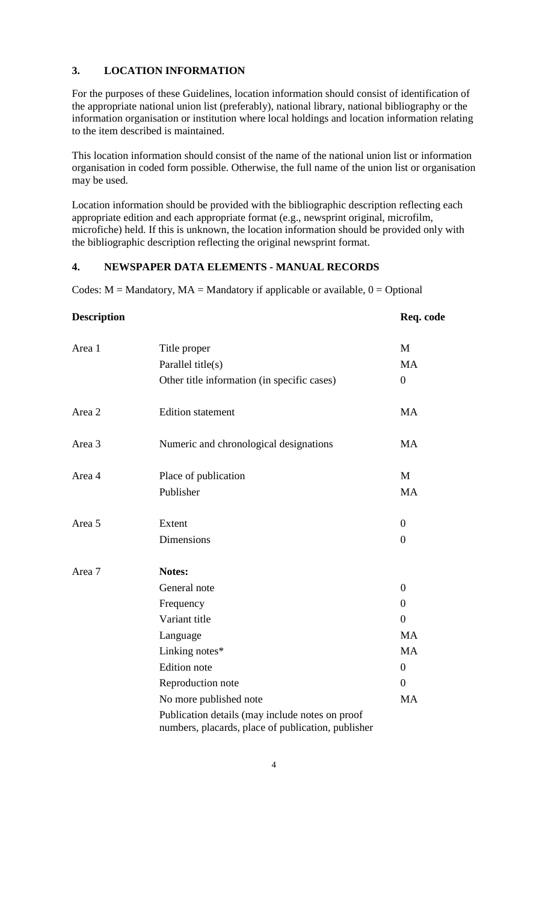## 3. LOCATION INFORMATION

For the purposes of these Guidelines, location information should consist of identification of the appropriate national union list (preferably), national library, national bibliography or the information organisation or institution where local holdings and location information relating to the item described is maintained.

This location information should consist of the name of the national union list or information organisation in coded form possible. Otherwise, the full name of the union list or organisation may be used.

Location information should be provided with the bibliographic description reflecting each appropriate edition and each appropriate format (e.g., newsprint original, microfilm, microfiche) held. If this is unknown, the location information should be provided only with the bibliographic description reflecting the original newsprint format.

## 4. NEWSPAPER DATA ELEMENTS - MANUAL RECORDS

Codes: M = Mandatory, MA = Mandatory if applicable or available, 0 = Optional

| **Description** | | **Req. code** |
|---|---|---|
| Area 1 | Title proper | M |
| | Parallel title(s) | MA |
| | Other title information (in specific cases) | 0 |
| Area 2 | Edition statement | MA |
| Area 3 | Numeric and chronological designations | MA |
| Area 4 | Place of publication | M |
| | Publisher | MA |
| Area 5 | Extent | 0 |
| | Dimensions | 0 |
| Area 7 | **Notes:** | |
| | General note | 0 |
| | Frequency | 0 |
| | Variant title | 0 |
| | Language | MA |
| | Linking notes* | MA |
| | Edition note | 0 |
| | Reproduction note | 0 |
| | No more published note | MA |
| | Publication details (may include notes on proof numbers, placards, place of publication, publisher | |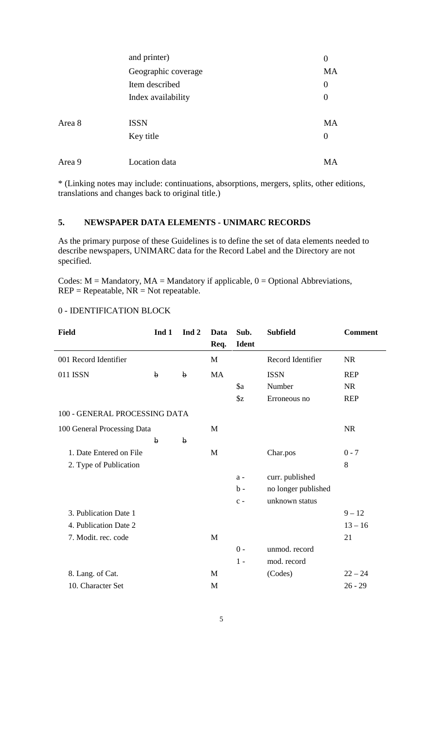| | | |
|---|---|---|
| | and printer) | 0 |
| | Geographic coverage | MA |
| | Item described | 0 |
| | Index availability | 0 |
| Area 8 | ISSN | MA |
| | Key title | 0 |
| Area 9 | Location data | MA |

* (Linking notes may include: continuations, absorptions, mergers, splits, other editions, translations and changes back to original title.)

## 5. NEWSPAPER DATA ELEMENTS - UNIMARC RECORDS

As the primary purpose of these Guidelines is to define the set of data elements needed to describe newspapers, UNIMARC data for the Record Label and the Directory are not specified.

Codes: M = Mandatory, MA = Mandatory if applicable, 0 = Optional Abbreviations, REP = Repeatable, NR = Not repeatable.

0 - IDENTIFICATION BLOCK

| Field | Ind 1 | Ind 2 | Data Req. | Sub. Ident | Subfield | Comment |
|---|---|---|---|---|---|---|
| 001 Record Identifier | | | M | | Record Identifier | NR |
| 011 ISSN | ƀ | ƀ | MA | | ISSN | REP |
| | | | | $a | Number | NR |
| | | | | $z | Erroneous no | REP |
| 100 - GENERAL PROCESSING DATA | | | | | | |
| 100 General Processing Data | | | M | | | NR |
| | ƀ | ƀ | | | | |
| 1. Date Entered on File | | | M | | Char.pos | 0 - 7 |
| 2. Type of Publication | | | | | | 8 |
| | | | | a - | curr. published | |
| | | | | b - | no longer published | |
| | | | | c - | unknown status | |
| 3. Publication Date 1 | | | | | | 9 – 12 |
| 4. Publication Date 2 | | | | | | 13 – 16 |
| 7. Modit. rec. code | | | M | | | 21 |
| | | | | 0 - | unmod. record | |
| | | | | 1 - | mod. record | |
| 8. Lang. of Cat. | | | M | | (Codes) | 22 – 24 |
| 10. Character Set | | | M | | | 26 - 29 |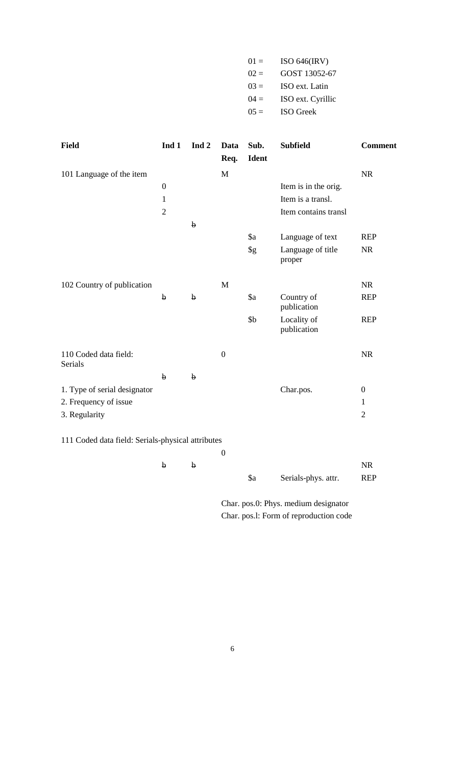| | |
|---|---|
| 01 = | ISO 646(IRV) |
| 02 = | GOST 13052-67 |
| 03 = | ISO ext. Latin |
| 04 = | ISO ext. Cyrillic |
| 05 = | ISO Greek |

| **Field** | **Ind 1** | **Ind 2** | **Data Req.** | **Sub. Ident** | **Subfield** | **Comment** |
|---|---|---|---|---|---|---|
| 101 Language of the item | | | M | | | NR |
| | 0 | | | | Item is in the orig. | |
| | 1 | | | | Item is a transl. | |
| | 2 | | | | Item contains transl | |
| | | ƀ | | | | |
| | | | | $a | Language of text | REP |
| | | | | $g | Language of title proper | NR |
| 102 Country of publication | | | M | | | NR |
| | ƀ | ƀ | | $a | Country of publication | REP |
| | | | | $b | Locality of publication | REP |
| 110 Coded data field: Serials | | | 0 | | | NR |
| | ƀ | ƀ | | | | |
| 1. Type of serial designator | | | | | Char.pos. | 0 |
| 2. Frequency of issue | | | | | | 1 |
| 3. Regularity | | | | | | 2 |
| 111 Coded data field: Serials-physical attributes | | | | | | |
| | | | 0 | | | |
| | ƀ | ƀ | | | | NR |
| | | | | $a | Serials-phys. attr. | REP |

Char. pos.0: Phys. medium designator
Char. pos.l: Form of reproduction code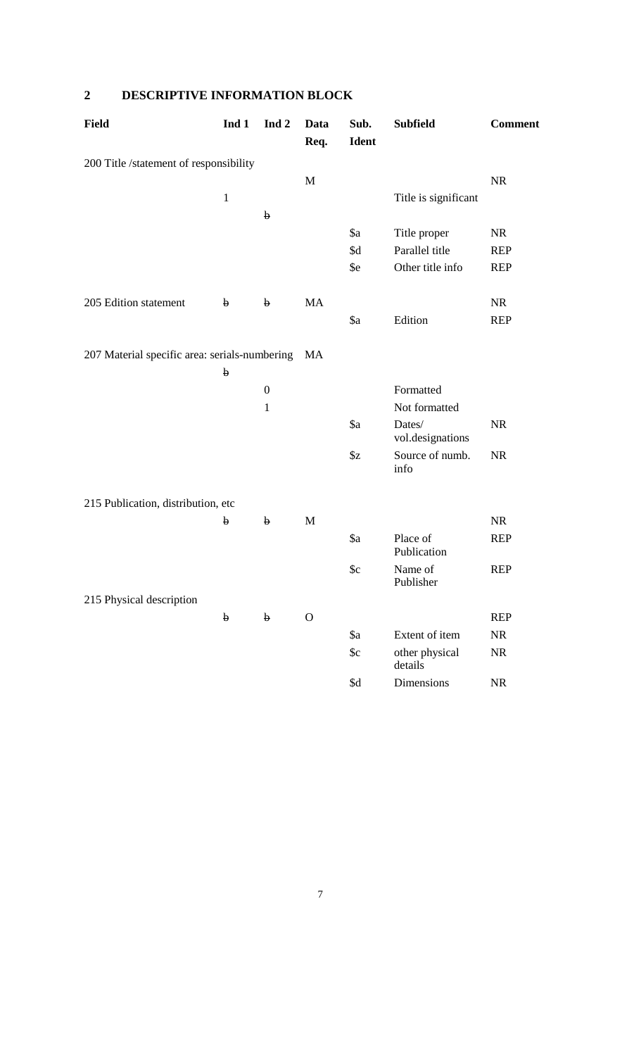## 2 DESCRIPTIVE INFORMATION BLOCK

| Field | Ind 1 | Ind 2 | Data Req. | Sub. Ident | Subfield | Comment |
|---|---|---|---|---|---|---|
| 200 Title /statement of responsibility | | | | | | |
| | | | M | | | NR |
| | 1 | | | | Title is significant | |
| | | ƀ | | | | |
| | | | | $a | Title proper | NR |
| | | | | $d | Parallel title | REP |
| | | | | $e | Other title info | REP |
| 205 Edition statement | ƀ | ƀ | MA | | | NR |
| | | | | $a | Edition | REP |
| 207 Material specific area: serials-numbering | | | MA | | | |
| | ƀ | | | | | |
| | | 0 | | | Formatted | |
| | | 1 | | | Not formatted | |
| | | | | $a | Dates/ vol.designations | NR |
| | | | | $z | Source of numb. info | NR |
| 215 Publication, distribution, etc | | | | | | |
| | ƀ | ƀ | M | | | NR |
| | | | | $a | Place of Publication | REP |
| | | | | $c | Name of Publisher | REP |
| 215 Physical description | | | | | | |
| | ƀ | ƀ | O | | | REP |
| | | | | $a | Extent of item | NR |
| | | | | $c | other physical details | NR |
| | | | | $d | Dimensions | NR |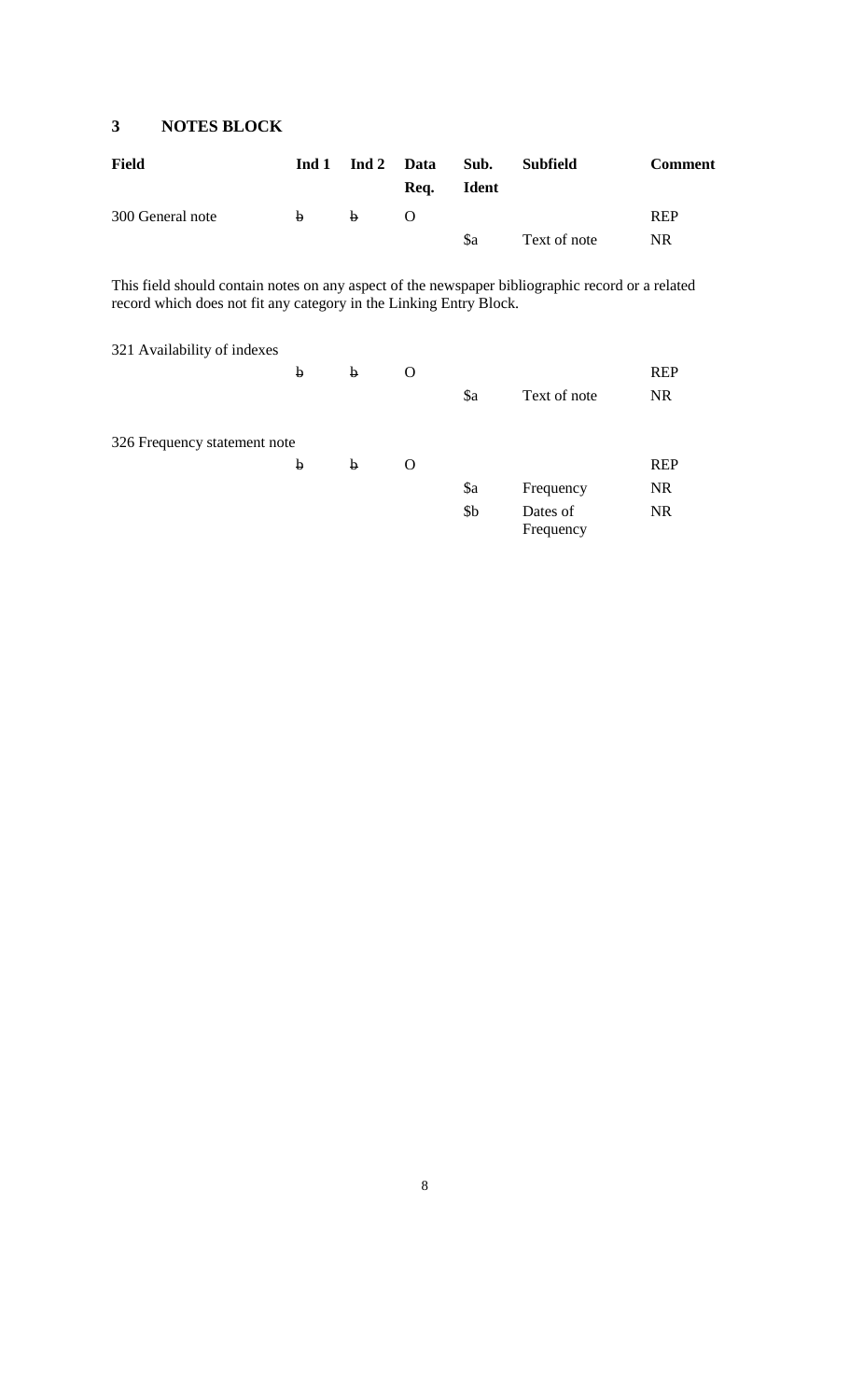## 3 NOTES BLOCK

| Field | Ind 1 | Ind 2 | Data Req. | Sub. Ident | Subfield | Comment |
|---|---|---|---|---|---|---|
| 300 General note | ƀ | ƀ | O | | | REP |
| | | | | $a | Text of note | NR |

This field should contain notes on any aspect of the newspaper bibliographic record or a related record which does not fit any category in the Linking Entry Block.

| Field | Ind 1 | Ind 2 | Data Req. | Sub. Ident | Subfield | Comment |
|---|---|---|---|---|---|---|
| 321 Availability of indexes | | | | | | |
| | ƀ | ƀ | O | | | REP |
| | | | | $a | Text of note | NR |
| 326 Frequency statement note | | | | | | |
| | ƀ | ƀ | O | | | REP |
| | | | | $a | Frequency | NR |
| | | | | $b | Dates of Frequency | NR |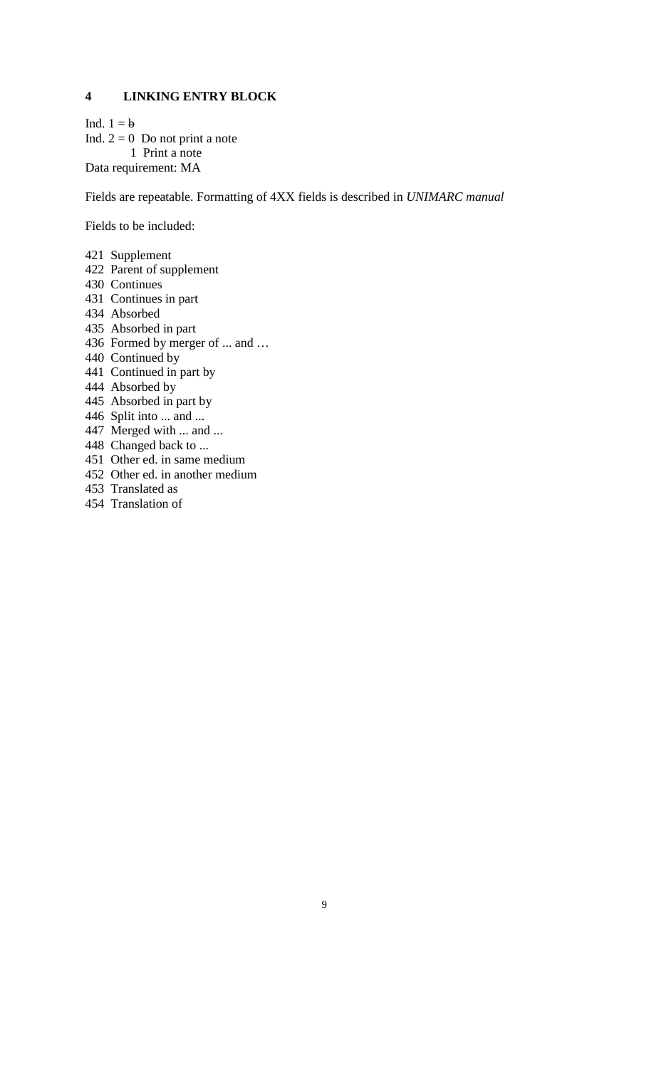## 4 LINKING ENTRY BLOCK

Ind. 1 = ƀ
Ind. 2 = 0 Do not print a note
 1 Print a note
Data requirement: MA

Fields are repeatable. Formatting of 4XX fields is described in *UNIMARC manual*

Fields to be included:

421 Supplement
422 Parent of supplement
430 Continues
431 Continues in part
434 Absorbed
435 Absorbed in part
436 Formed by merger of ... and …
440 Continued by
441 Continued in part by
444 Absorbed by
445 Absorbed in part by
446 Split into ... and ...
447 Merged with ... and ...
448 Changed back to ...
451 Other ed. in same medium
452 Other ed. in another medium
453 Translated as
454 Translation of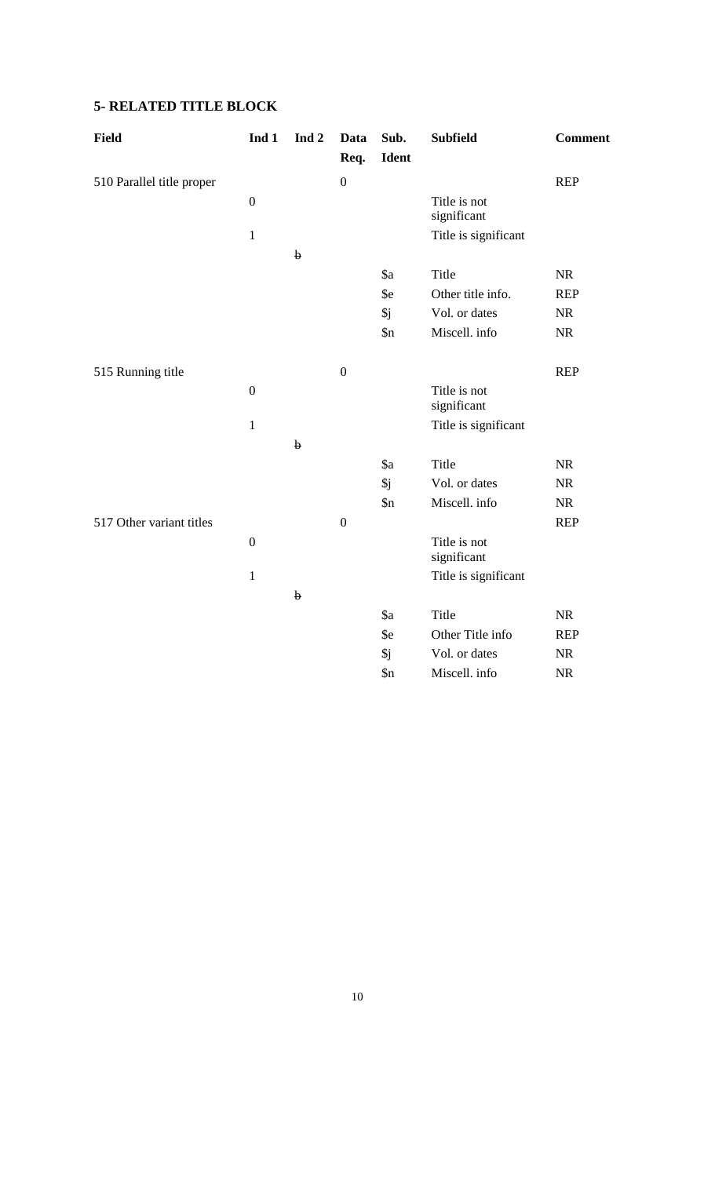## 5- RELATED TITLE BLOCK

| Field | Ind 1 | Ind 2 | Data Req. | Sub. Ident | Subfield | Comment |
|---|---|---|---|---|---|---|
| 510 Parallel title proper | | | 0 | | | REP |
| | 0 | | | | Title is not significant | |
| | 1 | | | | Title is significant | |
| | | ƀ | | | | |
| | | | | $a | Title | NR |
| | | | | $e | Other title info. | REP |
| | | | | $j | Vol. or dates | NR |
| | | | | $n | Miscell. info | NR |
| 515 Running title | | | 0 | | | REP |
| | 0 | | | | Title is not significant | |
| | 1 | | | | Title is significant | |
| | | ƀ | | | | |
| | | | | $a | Title | NR |
| | | | | $j | Vol. or dates | NR |
| | | | | $n | Miscell. info | NR |
| 517 Other variant titles | | | 0 | | | REP |
| | 0 | | | | Title is not significant | |
| | 1 | | | | Title is significant | |
| | | ƀ | | | | |
| | | | | $a | Title | NR |
| | | | | $e | Other Title info | REP |
| | | | | $j | Vol. or dates | NR |
| | | | | $n | Miscell. info | NR |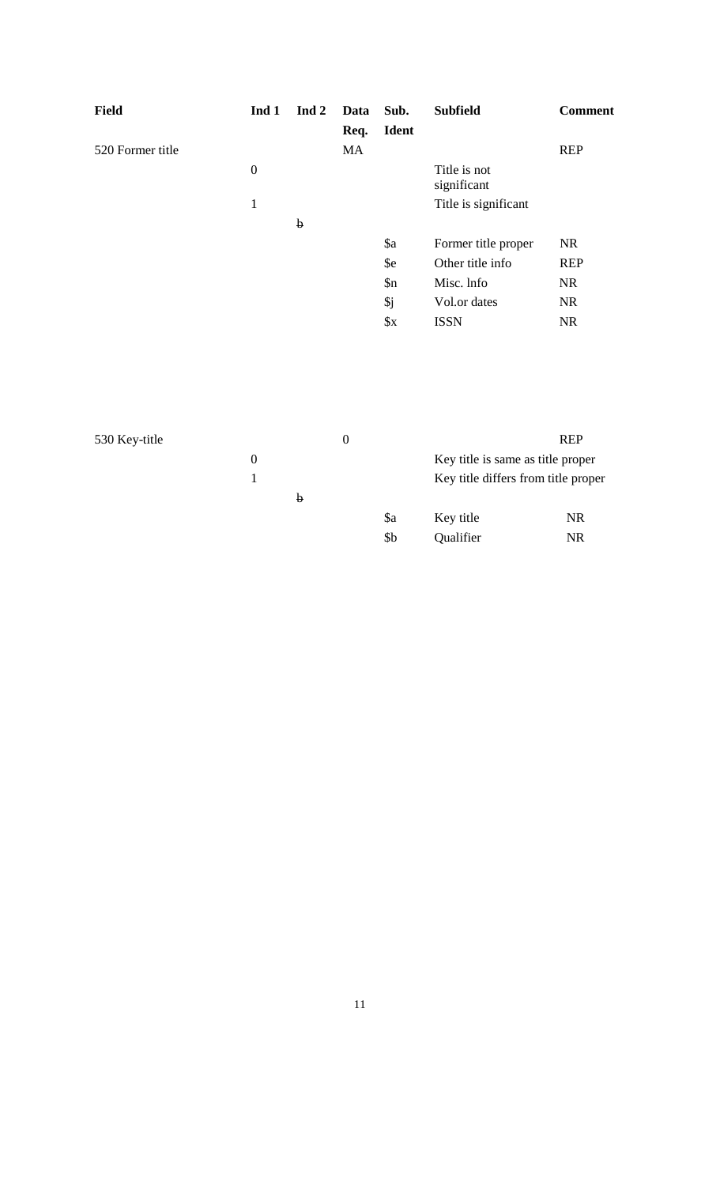| Field | Ind 1 | Ind 2 | Data Req. | Sub. Ident | Subfield | Comment |
|---|---|---|---|---|---|---|
| 520 Former title | | | MA | | | REP |
| | 0 | | | | Title is not significant | |
| | 1 | | | | Title is significant | |
| | | ƀ | | | | |
| | | | | $a | Former title proper | NR |
| | | | | $e | Other title info | REP |
| | | | | $n | Misc. lnfo | NR |
| | | | | $j | Vol.or dates | NR |
| | | | | $x | ISSN | NR |

| Field | Ind 1 | Ind 2 | Data Req. | Sub. Ident | Subfield | Comment |
|---|---|---|---|---|---|---|
| 530 Key-title | | | 0 | | | REP |
| | 0 | | | | Key title is same as title proper | |
| | 1 | | | | Key title differs from title proper | |
| | | ƀ | | | | |
| | | | | $a | Key title | NR |
| | | | | $b | Qualifier | NR |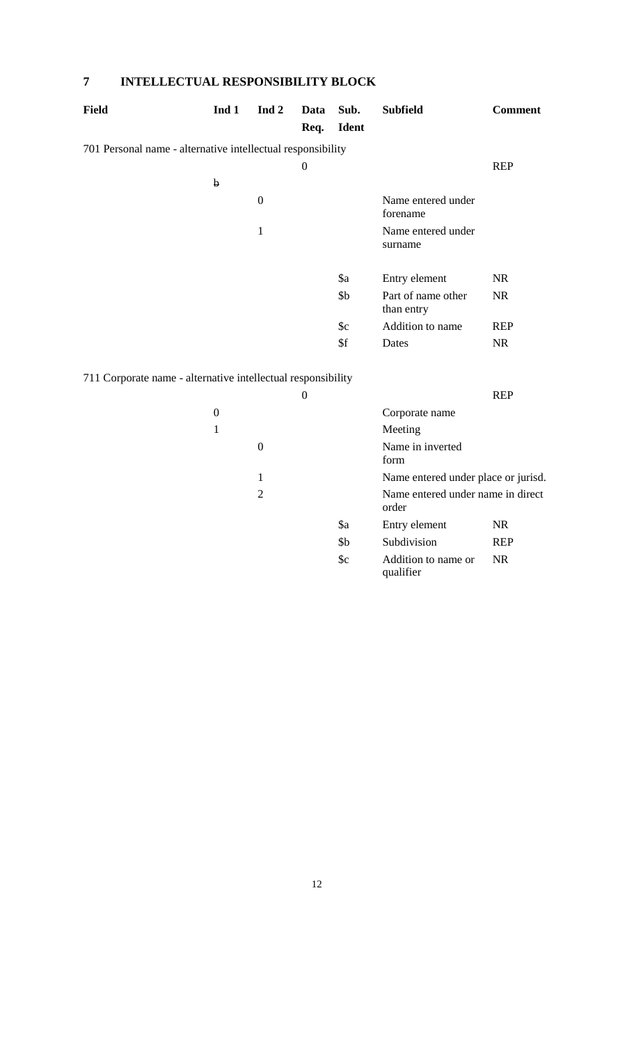## 7 INTELLECTUAL RESPONSIBILITY BLOCK

| Field | Ind 1 | Ind 2 | Data Req. | Sub. Ident | Subfield | Comment |
|---|---|---|---|---|---|---|
| 701 Personal name - alternative intellectual responsibility | | | | | | |
| | | | 0 | | | REP |
| | ƀ | | | | | |
| | | 0 | | | Name entered under forename | |
| | | 1 | | | Name entered under surname | |
| | | | | $a | Entry element | NR |
| | | | | $b | Part of name other than entry | NR |
| | | | | $c | Addition to name | REP |
| | | | | $f | Dates | NR |
| 711 Corporate name - alternative intellectual responsibility | | | | | | |
| | | | 0 | | | REP |
| | 0 | | | | Corporate name | |
| | 1 | | | | Meeting | |
| | | 0 | | | Name in inverted form | |
| | | 1 | | | Name entered under place or jurisd. | |
| | | 2 | | | Name entered under name in direct order | |
| | | | | $a | Entry element | NR |
| | | | | $b | Subdivision | REP |
| | | | | $c | Addition to name or qualifier | NR |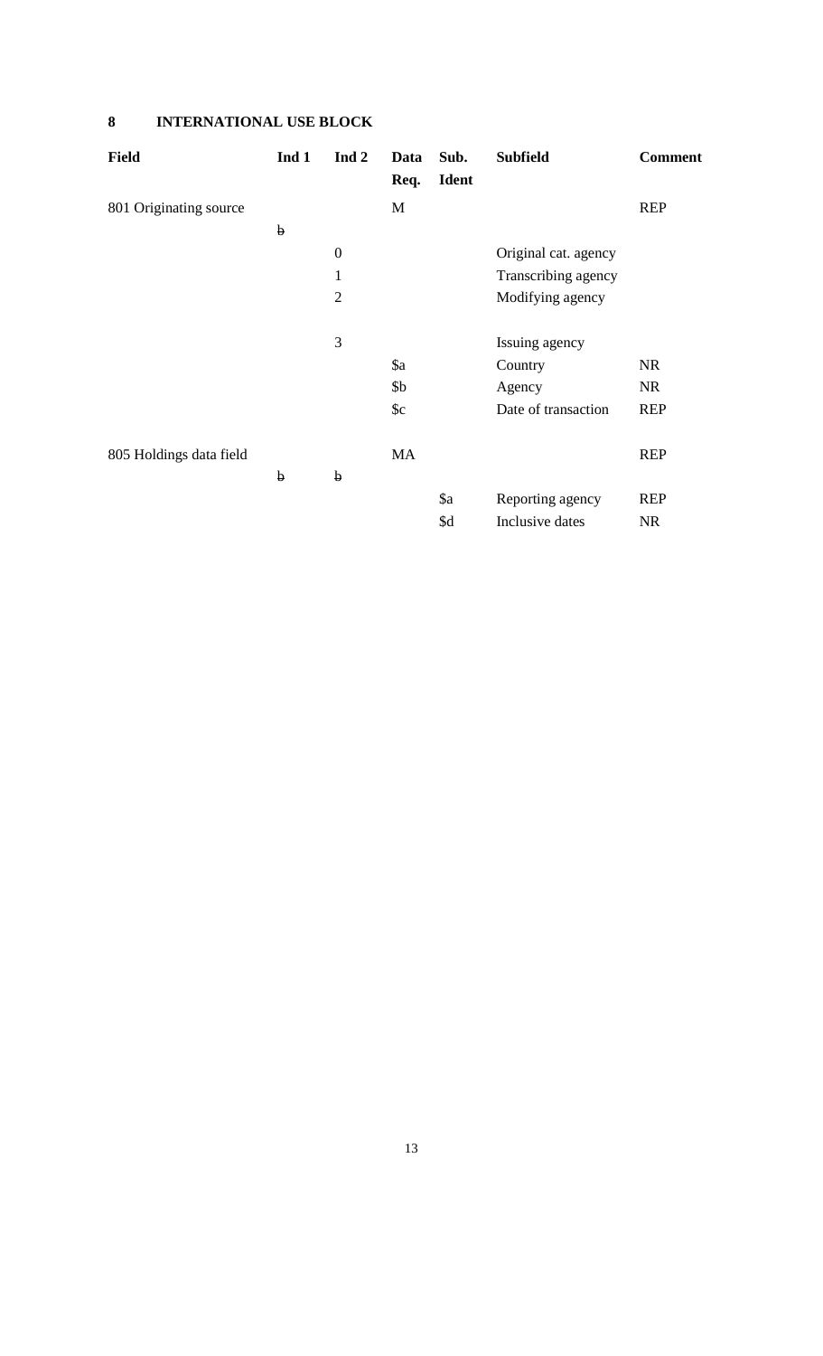## 8 INTERNATIONAL USE BLOCK

| Field | Ind 1 | Ind 2 | Data Req. | Sub. Ident | Subfield | Comment |
|---|---|---|---|---|---|---|
| 801 Originating source | | | M | | | REP |
| | ƀ | | | | | |
| | | 0 | | | Original cat. agency | |
| | | 1 | | | Transcribing agency | |
| | | 2 | | | Modifying agency | |
| | | 3 | | | Issuing agency | |
| | | | $a | | Country | NR |
| | | | $b | | Agency | NR |
| | | | $c | | Date of transaction | REP |
| 805 Holdings data field | | | MA | | | REP |
| | ƀ | ƀ | | | | |
| | | | | $a | Reporting agency | REP |
| | | | | $d | Inclusive dates | NR |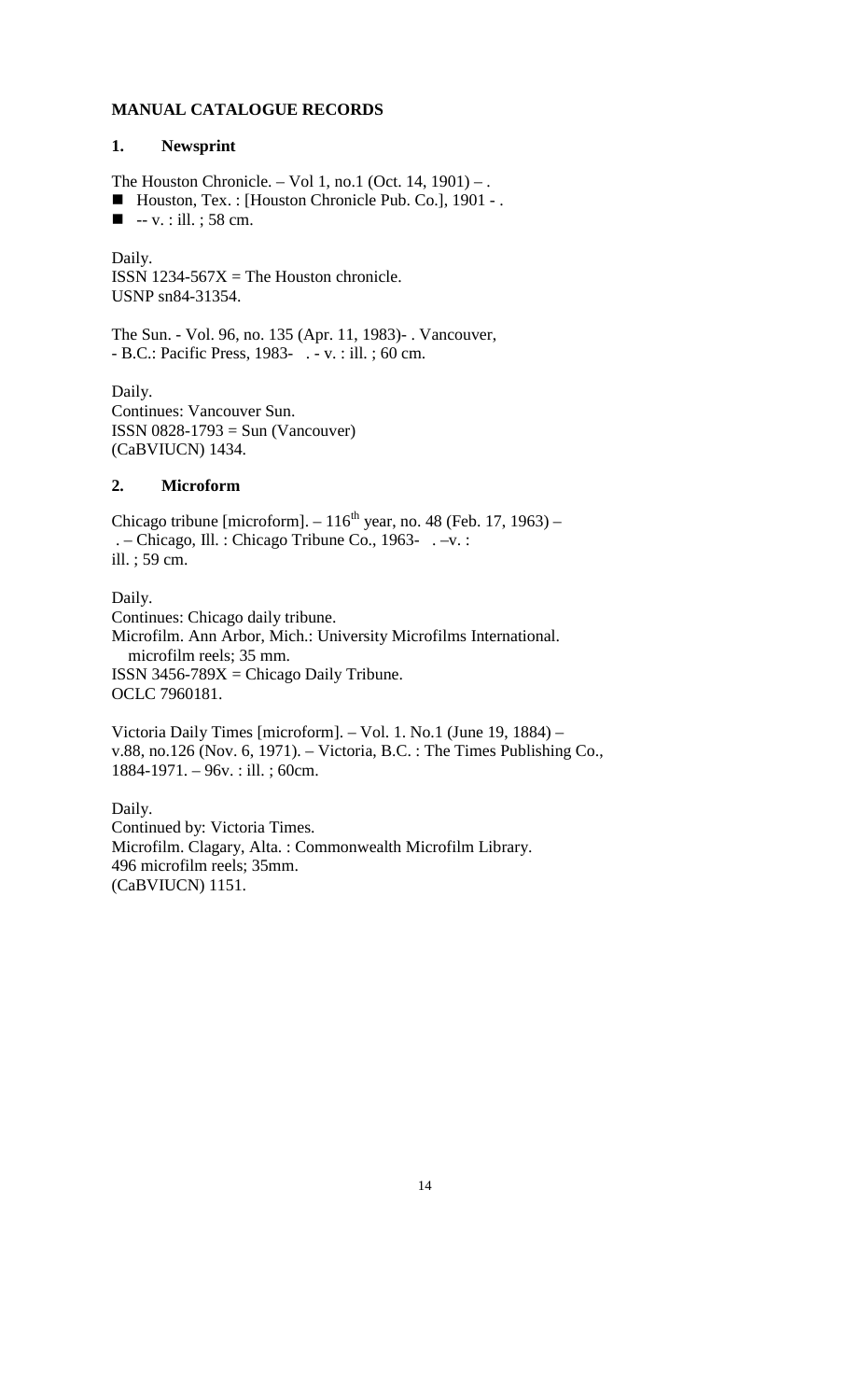**MANUAL CATALOGUE RECORDS**

**1. Newsprint**

The Houston Chronicle. – Vol 1, no.1 (Oct. 14, 1901) – .

- Houston, Tex. : [Houston Chronicle Pub. Co.], 1901 - .
- -- v. : ill. ; 58 cm.

Daily.
ISSN 1234-567X = The Houston chronicle.
USNP sn84-31354.

The Sun. - Vol. 96, no. 135 (Apr. 11, 1983)- . Vancouver,
- B.C.: Pacific Press, 1983- . - v. : ill. ; 60 cm.

Daily.
Continues: Vancouver Sun.
ISSN 0828-1793 = Sun (Vancouver)
(CaBVIUCN) 1434.

**2. Microform**

Chicago tribune [microform]. – 116th year, no. 48 (Feb. 17, 1963) –
. – Chicago, Ill. : Chicago Tribune Co., 1963- . –v. :
ill. ; 59 cm.

Daily.
Continues: Chicago daily tribune.
Microfilm. Ann Arbor, Mich.: University Microfilms International.
microfilm reels; 35 mm.
ISSN 3456-789X = Chicago Daily Tribune.
OCLC 7960181.

Victoria Daily Times [microform]. – Vol. 1. No.1 (June 19, 1884) –
v.88, no.126 (Nov. 6, 1971). – Victoria, B.C. : The Times Publishing Co.,
1884-1971. – 96v. : ill. ; 60cm.

Daily.
Continued by: Victoria Times.
Microfilm. Clagary, Alta. : Commonwealth Microfilm Library.
496 microfilm reels; 35mm.
(CaBVIUCN) 1151.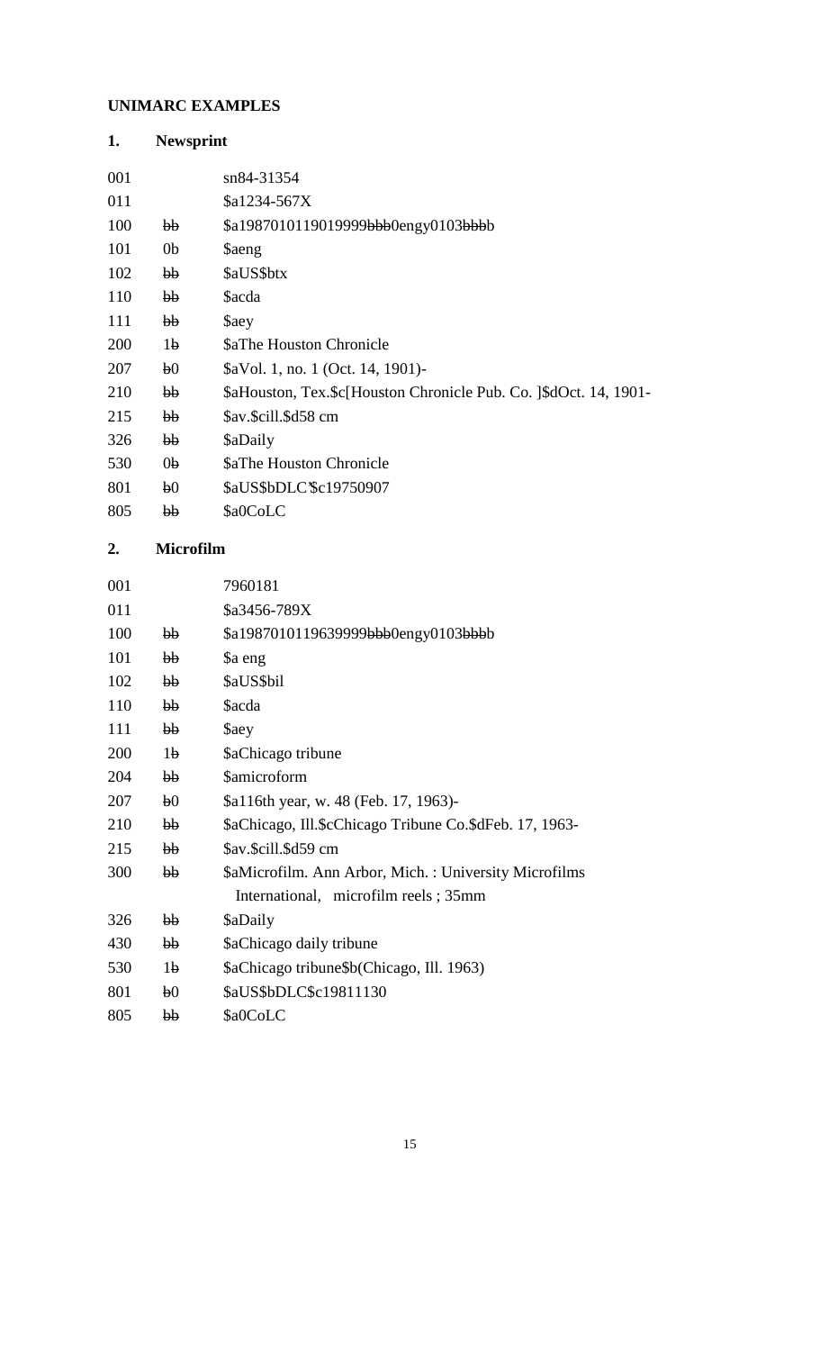**UNIMARC EXAMPLES**

**1. Newsprint**

| | | |
|---|---|---|
| 001 | | sn84-31354 |
| 011 | | $a1234-567X |
| 100 | ƀƀ | $a19870101190199990ƀƀƀ0engy0103ƀƀƀƀ |
| 101 | 0b | $aeng |
| 102 | ƀƀ | $aUS$btx |
| 110 | ƀƀ | $acda |
| 111 | ƀƀ | $aey |
| 200 | 1ƀ | $aThe Houston Chronicle |
| 207 | ƀ0 | $aVol. 1, no. 1 (Oct. 14, 1901)- |
| 210 | ƀƀ | $aHouston, Tex.$c[Houston Chronicle Pub. Co. ]$dOct. 14, 1901- |
| 215 | ƀƀ | $av.$cill.$d58 cm |
| 326 | ƀƀ | $aDaily |
| 530 | 0ƀ | $aThe Houston Chronicle |
| 801 | ƀ0 | $aUS$bDLC'$c19750907 |
| 805 | ƀƀ | $a0CoLC |

**2. Microfilm**

| | | |
|---|---|---|
| 001 | | 7960181 |
| 011 | | $a3456-789X |
| 100 | ƀƀ | $a19870101196399990ƀƀƀ0engy0103ƀƀƀƀ |
| 101 | ƀƀ | $a eng |
| 102 | ƀƀ | $aUS$bil |
| 110 | ƀƀ | $acda |
| 111 | ƀƀ | $aey |
| 200 | 1ƀ | $aChicago tribune |
| 204 | ƀƀ | $amicroform |
| 207 | ƀ0 | $a116th year, w. 48 (Feb. 17, 1963)- |
| 210 | ƀƀ | $aChicago, Ill.$cChicago Tribune Co.$dFeb. 17, 1963- |
| 215 | ƀƀ | $av.$cill.$d59 cm |
| 300 | ƀƀ | $aMicrofilm. Ann Arbor, Mich. : University Microfilms International, microfilm reels ; 35mm |
| 326 | ƀƀ | $aDaily |
| 430 | ƀƀ | $aChicago daily tribune |
| 530 | 1ƀ | $aChicago tribune$b(Chicago, Ill. 1963) |
| 801 | ƀ0 | $aUS$bDLC$c19811130 |
| 805 | ƀƀ | $a0CoLC |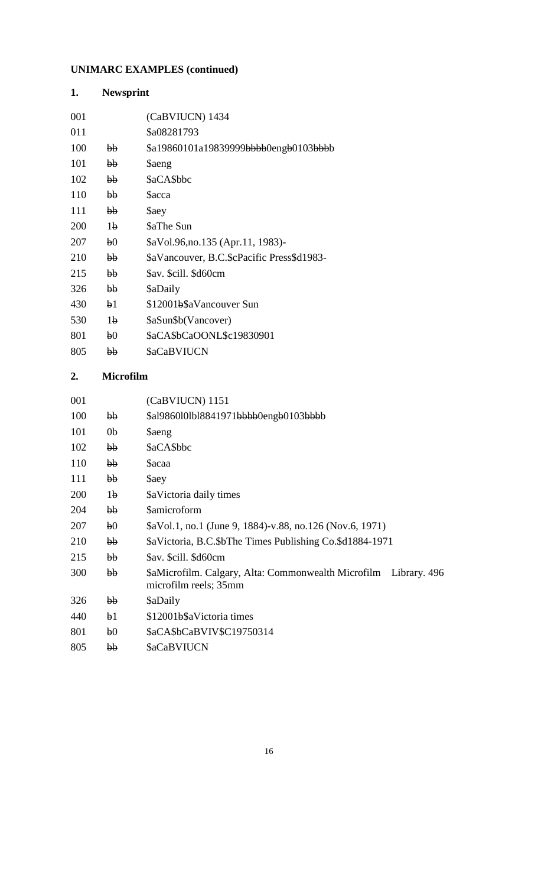**UNIMARC EXAMPLES (continued)**

**1. Newsprint**

| | | |
|---|---|---|
| 001 | | (CaBVIUCN) 1434 |
| 011 | | $a08281793 |
| 100 | ƀƀ | $a19860101a19839999ƀƀƀƀ0engƀ0103ƀƀƀb |
| 101 | ƀƀ | $aeng |
| 102 | ƀƀ | $aCA$bbc |
| 110 | ƀƀ | $acca |
| 111 | ƀƀ | $aey |
| 200 | 1ƀ | $aThe Sun |
| 207 | ƀ0 | $aVol.96,no.135 (Apr.11, 1983)- |
| 210 | ƀƀ | $aVancouver, B.C.$cPacific Press$d1983- |
| 215 | ƀƀ | $av. $cill. $d60cm |
| 326 | ƀƀ | $aDaily |
| 430 | ƀ1 | $12001ƀ$aVancouver Sun |
| 530 | 1ƀ | $aSun$b(Vancover) |
| 801 | ƀ0 | $aCA$bCaOONL$c19830901 |
| 805 | ƀƀ | $aCaBVIUCN |

**2. Microfilm**

| | | |
|---|---|---|
| 001 | | (CaBVIUCN) 1151 |
| 100 | ƀƀ | $al9860l0lbl8841971ƀƀƀƀ0engƀ0103ƀƀƀb |
| 101 | 0b | $aeng |
| 102 | ƀƀ | $aCA$bbc |
| 110 | ƀƀ | $acaa |
| 111 | ƀƀ | $aey |
| 200 | 1ƀ | $aVictoria daily times |
| 204 | ƀƀ | $amicroform |
| 207 | ƀ0 | $aVol.1, no.1 (June 9, 1884)-v.88, no.126 (Nov.6, 1971) |
| 210 | ƀƀ | $aVictoria, B.C.$bThe Times Publishing Co.$d1884-1971 |
| 215 | ƀƀ | $av. $cill. $d60cm |
| 300 | ƀƀ | $aMicrofilm. Calgary, Alta: Commonwealth Microfilm Library. 496 microfilm reels; 35mm |
| 326 | ƀƀ | $aDaily |
| 440 | ƀ1 | $12001ƀ$aVictoria times |
| 801 | ƀ0 | $aCA$bCaBVIV$C19750314 |
| 805 | ƀƀ | $aCaBVIUCN |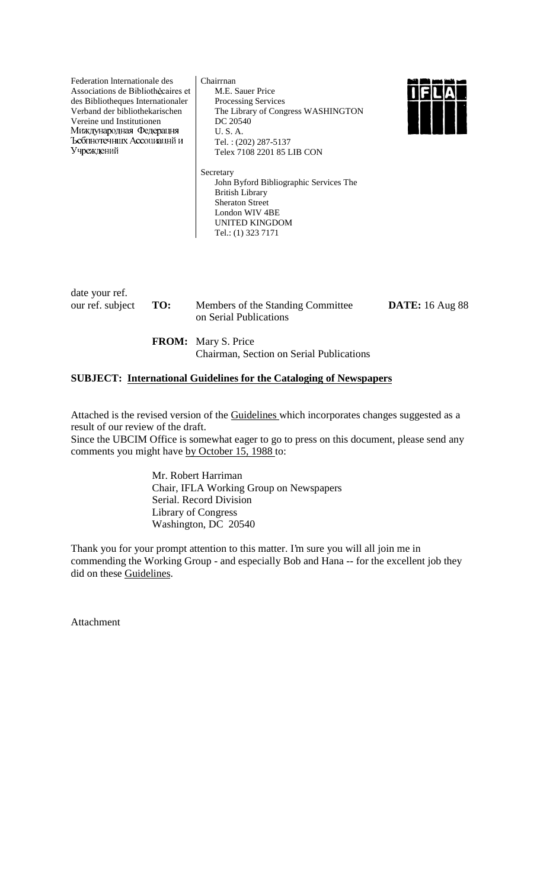Federation lnternationale des Associations de Bibliothécaires et des Bibliotheques Internationaler Verband der bibliothekarischen Vereine und Institutionen
Миждународная Федерация Ъсбпнотечнших Ассоциацнй и Учреждений

Chairrnan
M.E. Sauer Price
Processing Services
The Library of Congress WASHINGTON DC 20540
U. S. A.
Tel. : (202) 287-5137
Telex 7108 2201 85 LIB CON

Secretary
John Byford Bibliographic Services The British Library
Sheraton Street
London WIV 4BE
UNITED KINGDOM
Tel.: (1) 323 7171

IFLA

date your ref.
our ref. subject

**TO:** Members of the Standing Committee on Serial Publications

**DATE:** 16 Aug 88

**FROM:** Mary S. Price
Chairman, Section on Serial Publications

**SUBJECT: International Guidelines for the Cataloging of Newspapers**

Attached is the revised version of the Guidelines which incorporates changes suggested as a result of our review of the draft.
Since the UBCIM Office is somewhat eager to go to press on this document, please send any comments you might have by October 15, 1988 to:

Mr. Robert Harriman
Chair, IFLA Working Group on Newspapers
Serial. Record Division
Library of Congress
Washington, DC 20540

Thank you for your prompt attention to this matter. I'm sure you will all join me in commending the Working Group - and especially Bob and Hana -- for the excellent job they did on these Guidelines.

Attachment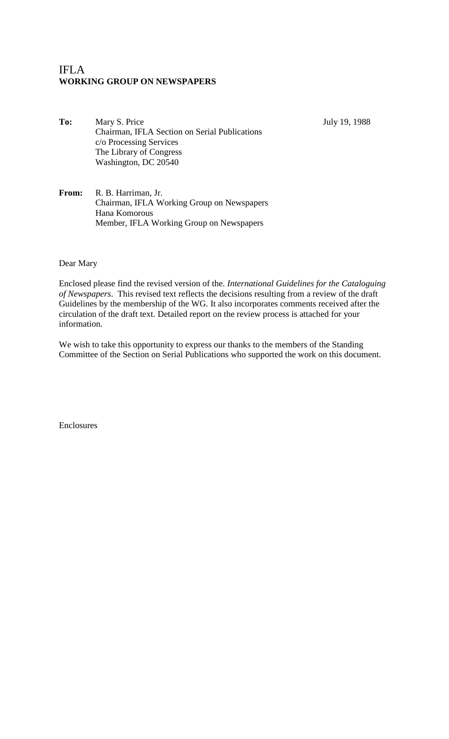IFLA
**WORKING GROUP ON NEWSPAPERS**

**To:** Mary S. Price
Chairman, IFLA Section on Serial Publications
c/o Processing Services
The Library of Congress
Washington, DC 20540

July 19, 1988

**From:** R. B. Harriman, Jr.
Chairman, IFLA Working Group on Newspapers
Hana Komorous
Member, IFLA Working Group on Newspapers

Dear Mary

Enclosed please find the revised version of the. *International Guidelines for the Cataloguing of Newspapers*. This revised text reflects the decisions resulting from a review of the draft Guidelines by the membership of the WG. It also incorporates comments received after the circulation of the draft text. Detailed report on the review process is attached for your information.

We wish to take this opportunity to express our thanks to the members of the Standing Committee of the Section on Serial Publications who supported the work on this document.

Enclosures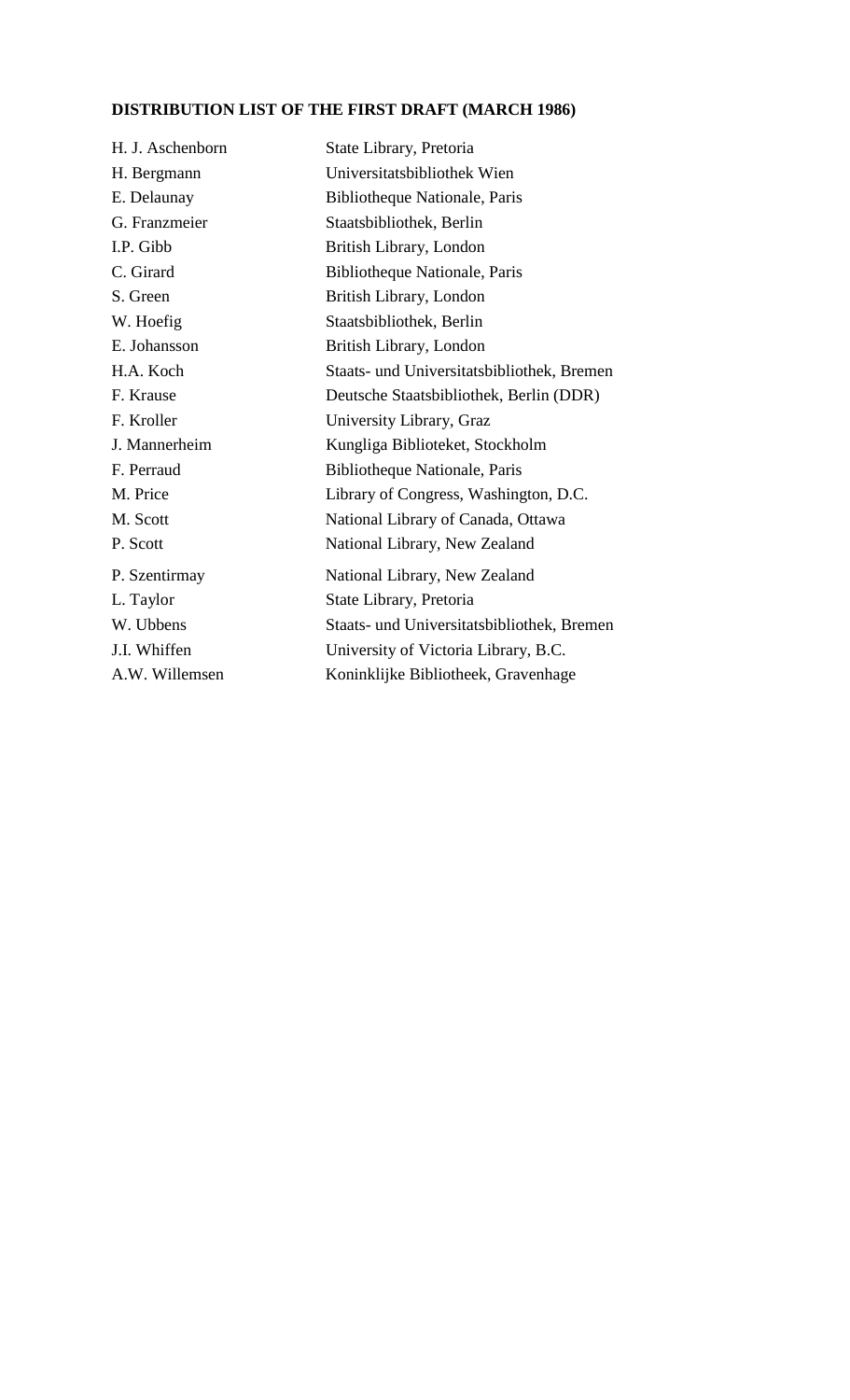**DISTRIBUTION LIST OF THE FIRST DRAFT (MARCH 1986)**

| | |
|---|---|
| H. J. Aschenborn | State Library, Pretoria |
| H. Bergmann | Universitatsbibliothek Wien |
| E. Delaunay | Bibliotheque Nationale, Paris |
| G. Franzmeier | Staatsbibliothek, Berlin |
| I.P. Gibb | British Library, London |
| C. Girard | Bibliotheque Nationale, Paris |
| S. Green | British Library, London |
| W. Hoefig | Staatsbibliothek, Berlin |
| E. Johansson | British Library, London |
| H.A. Koch | Staats- und Universitatsbibliothek, Bremen |
| F. Krause | Deutsche Staatsbibliothek, Berlin (DDR) |
| F. Kroller | University Library, Graz |
| J. Mannerheim | Kungliga Biblioteket, Stockholm |
| F. Perraud | Bibliotheque Nationale, Paris |
| M. Price | Library of Congress, Washington, D.C. |
| M. Scott | National Library of Canada, Ottawa |
| P. Scott | National Library, New Zealand |
| P. Szentirmay | National Library, New Zealand |
| L. Taylor | State Library, Pretoria |
| W. Ubbens | Staats- und Universitatsbibliothek, Bremen |
| J.I. Whiffen | University of Victoria Library, B.C. |
| A.W. Willemsen | Koninklijke Bibliotheek, Gravenhage |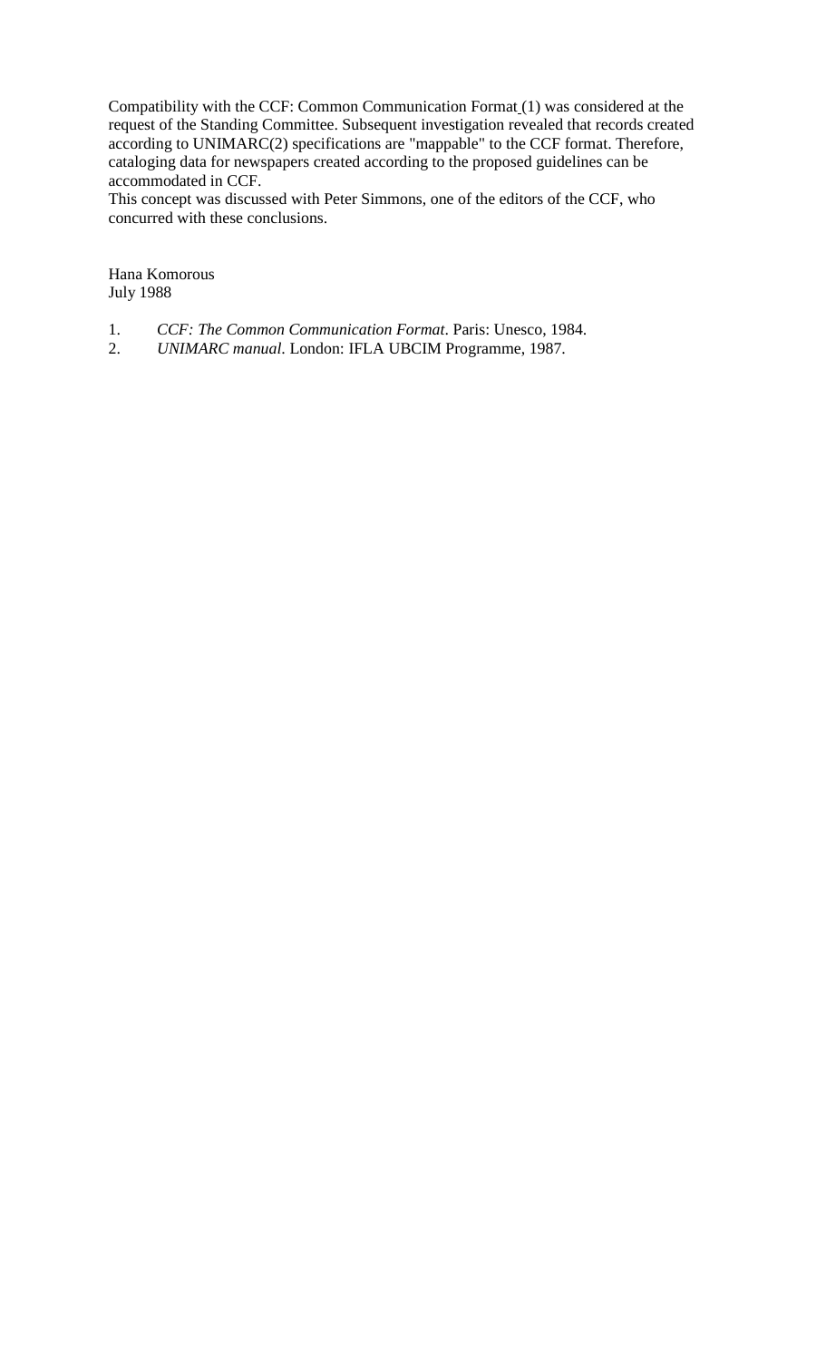Compatibility with the CCF: Common Communication Format (1) was considered at the request of the Standing Committee. Subsequent investigation revealed that records created according to UNIMARC(2) specifications are "mappable" to the CCF format. Therefore, cataloging data for newspapers created according to the proposed guidelines can be accommodated in CCF.
This concept was discussed with Peter Simmons, one of the editors of the CCF, who concurred with these conclusions.

Hana Komorous
July 1988

1. *CCF: The Common Communication Format*. Paris: Unesco, 1984.
2. *UNIMARC manual*. London: IFLA UBCIM Programme, 1987.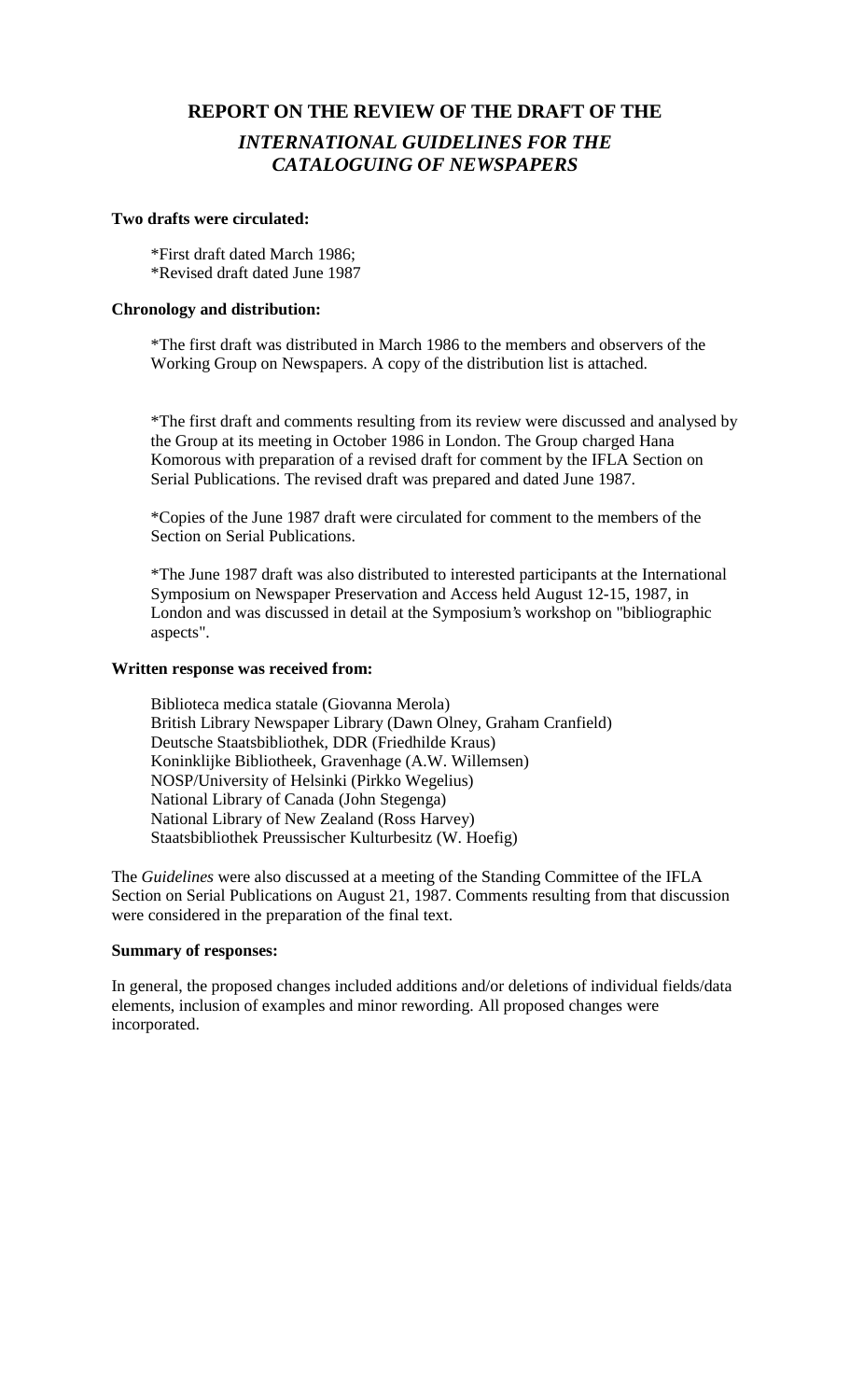# REPORT ON THE REVIEW OF THE DRAFT OF THE

## *INTERNATIONAL GUIDELINES FOR THE CATALOGUING OF NEWSPAPERS*

**Two drafts were circulated:**

*First draft dated March 1986;
*Revised draft dated June 1987

**Chronology and distribution:**

*The first draft was distributed in March 1986 to the members and observers of the Working Group on Newspapers. A copy of the distribution list is attached.

*The first draft and comments resulting from its review were discussed and analysed by the Group at its meeting in October 1986 in London. The Group charged Hana Komorous with preparation of a revised draft for comment by the IFLA Section on Serial Publications. The revised draft was prepared and dated June 1987.

*Copies of the June 1987 draft were circulated for comment to the members of the Section on Serial Publications.

*The June 1987 draft was also distributed to interested participants at the International Symposium on Newspaper Preservation and Access held August 12-15, 1987, in London and was discussed in detail at the Symposium's workshop on "bibliographic aspects".

**Written response was received from:**

Biblioteca medica statale (Giovanna Merola)
British Library Newspaper Library (Dawn Olney, Graham Cranfield)
Deutsche Staatsbibliothek, DDR (Friedhilde Kraus)
Koninklijke Bibliotheek, Gravenhage (A.W. Willemsen)
NOSP/University of Helsinki (Pirkko Wegelius)
National Library of Canada (John Stegenga)
National Library of New Zealand (Ross Harvey)
Staatsbibliothek Preussischer Kulturbesitz (W. Hoefig)

The *Guidelines* were also discussed at a meeting of the Standing Committee of the IFLA Section on Serial Publications on August 21, 1987. Comments resulting from that discussion were considered in the preparation of the final text.

**Summary of responses:**

In general, the proposed changes included additions and/or deletions of individual fields/data elements, inclusion of examples and minor rewording. All proposed changes were incorporated.